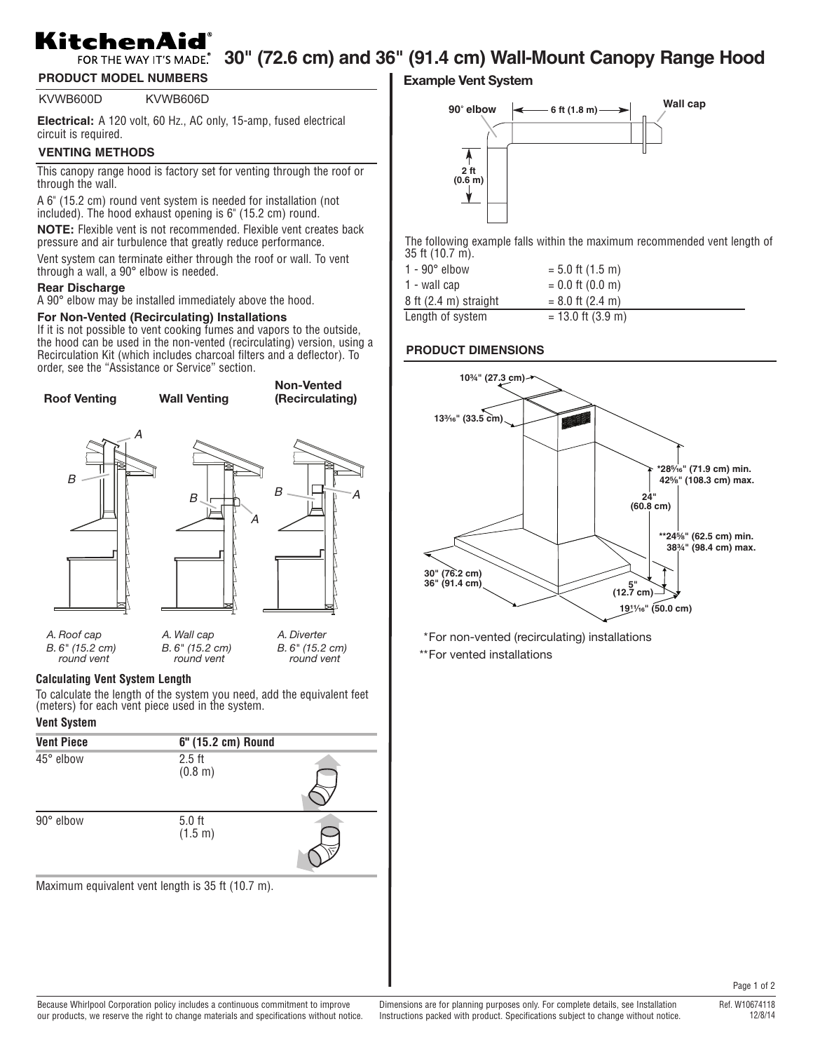# KitchenAid® FOR THE WAY IT'S MADE.® 30" (72.6 cm) and 36" (91.4 cm) Wall-Mount Canopy Range Hood

## PRODUCT MODEL NUMBERS

KVWB600D KVWB606D

**Electrical:** A 120 volt, 60 Hz., AC only, 15-amp, fused electrical circuit is required.

## VENTING METHODS

This canopy range hood is factory set for venting through the roof or through the wall.

A 6" (15.2 cm) round vent system is needed for installation (not included). The hood exhaust opening is 6" (15.2 cm) round.

**NOTE:** Flexible vent is not recommended. Flexible vent creates back pressure and air turbulence that greatly reduce performance.

Vent system can terminate either through the roof or wall. To vent through a wall, a 90° elbow is needed.

### Rear Discharge

A 90° elbow may be installed immediately above the hood.

### For Non-Vented (Recirculating) Installations

If it is not possible to vent cooking fumes and vapors to the outside, the hood can be used in the non-vented (recirculating) version, using a Recirculation Kit (which includes charcoal filters and a deflector). To order, see the "Assistance or Service" section.

**Roof Venting**

*A. Roof cap*
*B. 6" (15.2 cm) round vent*

**Wall Venting**

*A. Wall cap*
*B. 6" (15.2 cm) round vent*

**Non-Vented (Recirculating)**

*A. Diverter*
*B. 6" (15.2 cm) round vent*

### Calculating Vent System Length

To calculate the length of the system you need, add the equivalent feet (meters) for each vent piece used in the system.

**Vent System**

| Vent Piece | 6" (15.2 cm) Round |
|---|---|
| 45° elbow | 2.5 ft (0.8 m) |
| 90° elbow | 5.0 ft (1.5 m) |

Maximum equivalent vent length is 35 ft (10.7 m).

### Example Vent System

90° elbow — 6 ft (1.8 m) — Wall cap; 2 ft (0.6 m)

The following example falls within the maximum recommended vent length of 35 ft (10.7 m).

| | |
|---|---|
| 1 - 90° elbow | = 5.0 ft (1.5 m) |
| 1 - wall cap | = 0.0 ft (0.0 m) |
| 8 ft (2.4 m) straight | = 8.0 ft (2.4 m) |
| Length of system | = 13.0 ft (3.9 m) |

## PRODUCT DIMENSIONS

- 10¾" (27.3 cm)
- 13³⁄₁₆" (33.5 cm)
- *28⁵⁄₁₆" (71.9 cm) min. 42⅝" (108.3 cm) max.
- 24" (60.8 cm)
- **24⅝" (62.5 cm) min. 38¾" (98.4 cm) max.
- 30" (76.2 cm) 36" (91.4 cm)
- 5" (12.7 cm)
- 19¹¹⁄₁₆" (50.0 cm)

*For non-vented (recirculating) installations

**For vented installations

Because Whirlpool Corporation policy includes a continuous commitment to improve our products, we reserve the right to change materials and specifications without notice.

Dimensions are for planning purposes only. For complete details, see Installation Instructions packed with product. Specifications subject to change without notice.

Ref. W10674118
12/8/14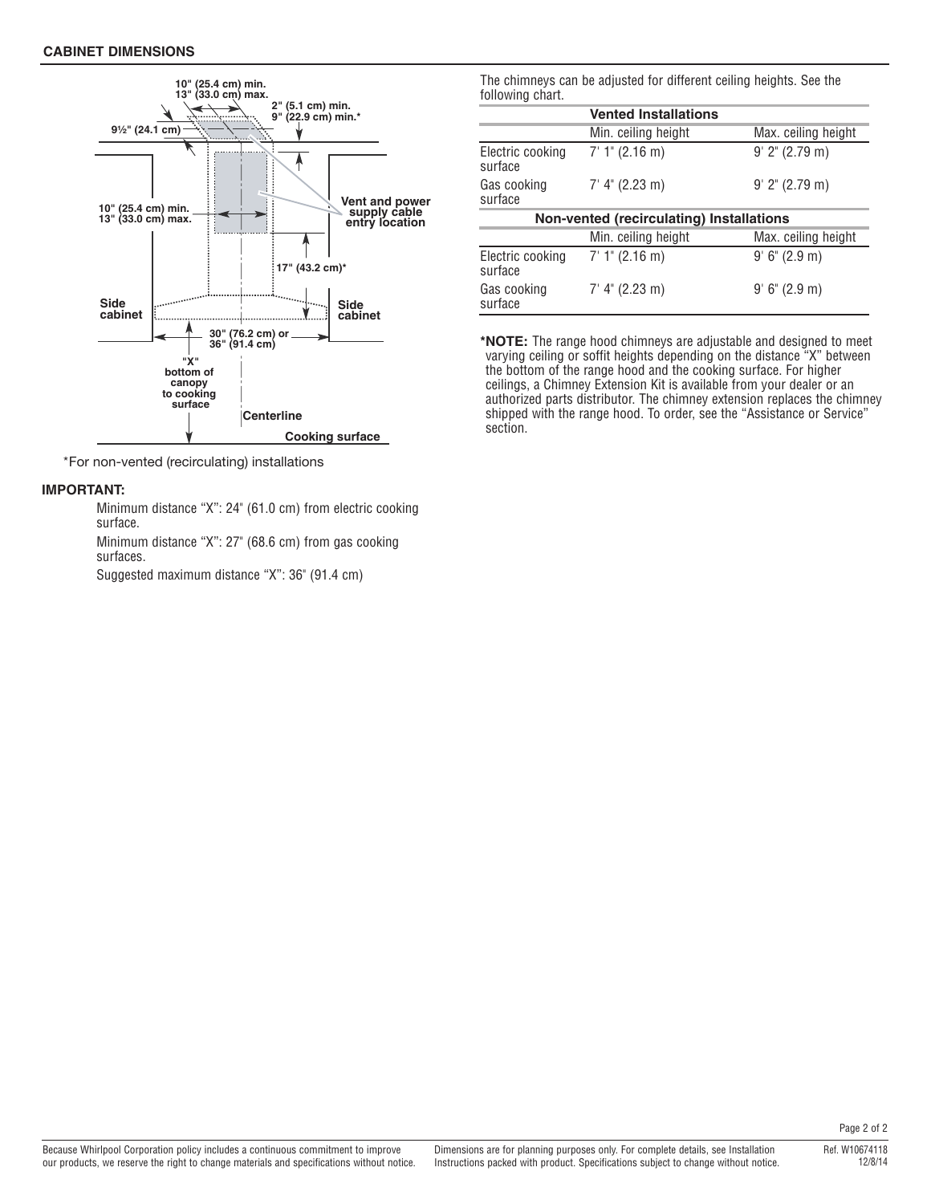## CABINET DIMENSIONS

10" (25.4 cm) min.
13" (33.0 cm) max.
2" (5.1 cm) min.
9" (22.9 cm) min.*
9½" (24.1 cm)
10" (25.4 cm) min.
13" (33.0 cm) max.
Vent and power supply cable entry location
17" (43.2 cm)*
Side cabinet
Side cabinet
30" (76.2 cm) or
36" (91.4 cm)
"X" bottom of canopy to cooking surface
Centerline
Cooking surface

*For non-vented (recirculating) installations

**IMPORTANT:**

Minimum distance "X": 24" (61.0 cm) from electric cooking surface.

Minimum distance "X": 27" (68.6 cm) from gas cooking surfaces.

Suggested maximum distance "X": 36" (91.4 cm)

The chimneys can be adjusted for different ceiling heights. See the following chart.

| | **Vented Installations** | |
|---|---|---|
| | Min. ceiling height | Max. ceiling height |
| Electric cooking surface | 7' 1" (2.16 m) | 9' 2" (2.79 m) |
| Gas cooking surface | 7' 4" (2.23 m) | 9' 2" (2.79 m) |
| **Non-vented (recirculating) Installations** | | |
| | Min. ceiling height | Max. ceiling height |
| Electric cooking surface | 7' 1" (2.16 m) | 9' 6" (2.9 m) |
| Gas cooking surface | 7' 4" (2.23 m) | 9' 6" (2.9 m) |

***NOTE:** The range hood chimneys are adjustable and designed to meet varying ceiling or soffit heights depending on the distance "X" between the bottom of the range hood and the cooking surface. For higher ceilings, a Chimney Extension Kit is available from your dealer or an authorized parts distributor. The chimney extension replaces the chimney shipped with the range hood. To order, see the "Assistance or Service" section.

Because Whirlpool Corporation policy includes a continuous commitment to improve our products, we reserve the right to change materials and specifications without notice.

Dimensions are for planning purposes only. For complete details, see Installation Instructions packed with product. Specifications subject to change without notice.

Ref. W10674118
12/8/14